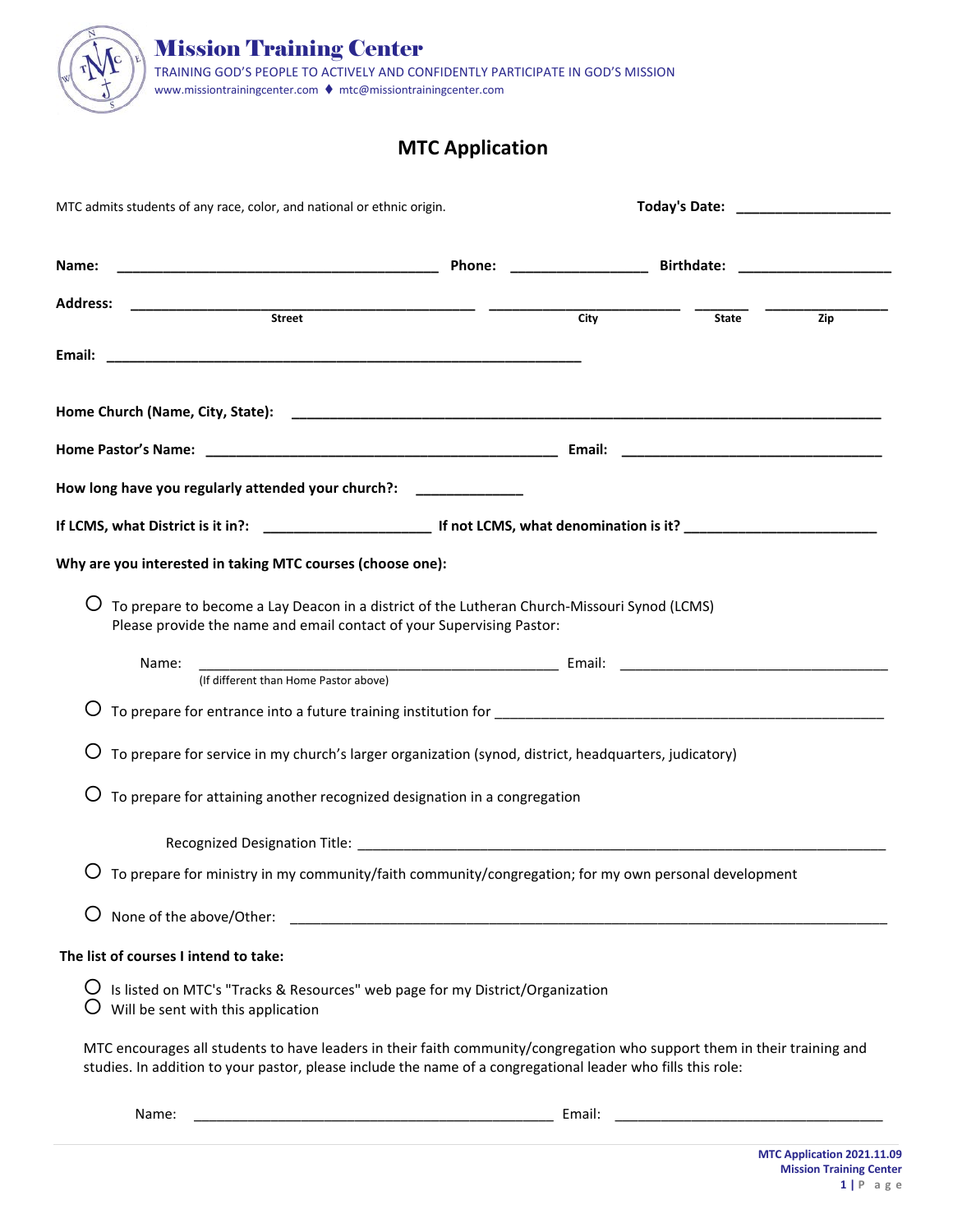# Mission Training Center

TRAINING GOD'S PEOPLE TO ACTIVELY AND CONFIDENTLY PARTICIPATE IN GOD'S MISSION

www.missiontrainingcenter.com ♦ mtc@missiontrainingcenter.com

## MTC Application

MTC admits students of any race, color, and national or ethnic origin. **Today's Date:** ___________________

**Name:** ________________________________________ **Phone:** _________________ **Birthdate:** ___________________

**Address:** ____________________________________________ ________________________ _______ _______________

Street City State Zip

**Email:** ____________________________________________________________

**Home Church (Name, City, State):** ___________________________________________________________________________

**Home Pastor's Name:** _____________________________________________ **Email:** _________________________________

**How long have you regularly attended your church?:** _____________

**If LCMS, what District is it in?:** _____________________ **If not LCMS, what denomination is it?** ________________________

**Why are you interested in taking MTC courses (choose one):**

- ○ To prepare to become a Lay Deacon in a district of the Lutheran Church-Missouri Synod (LCMS) Please provide the name and email contact of your Supervising Pastor:

  Name: _____________________________________________ Email: __________________________________

  (If different than Home Pastor above)

- ○ To prepare for entrance into a future training institution for _____________________________________________________

- ○ To prepare for service in my church's larger organization (synod, district, headquarters, judicatory)

- ○ To prepare for attaining another recognized designation in a congregation

  Recognized Designation Title: _____________________________________________________________________

- ○ To prepare for ministry in my community/faith community/congregation; for my own personal development

- ○ None of the above/Other: ___________________________________________________________________________

**The list of courses I intend to take:**

- ○ Is listed on MTC's "Tracks & Resources" web page for my District/Organization
- ○ Will be sent with this application

MTC encourages all students to have leaders in their faith community/congregation who support them in their training and studies. In addition to your pastor, please include the name of a congregational leader who fills this role:

Name: _____________________________________________ Email: __________________________________

MTC Application 2021.11.09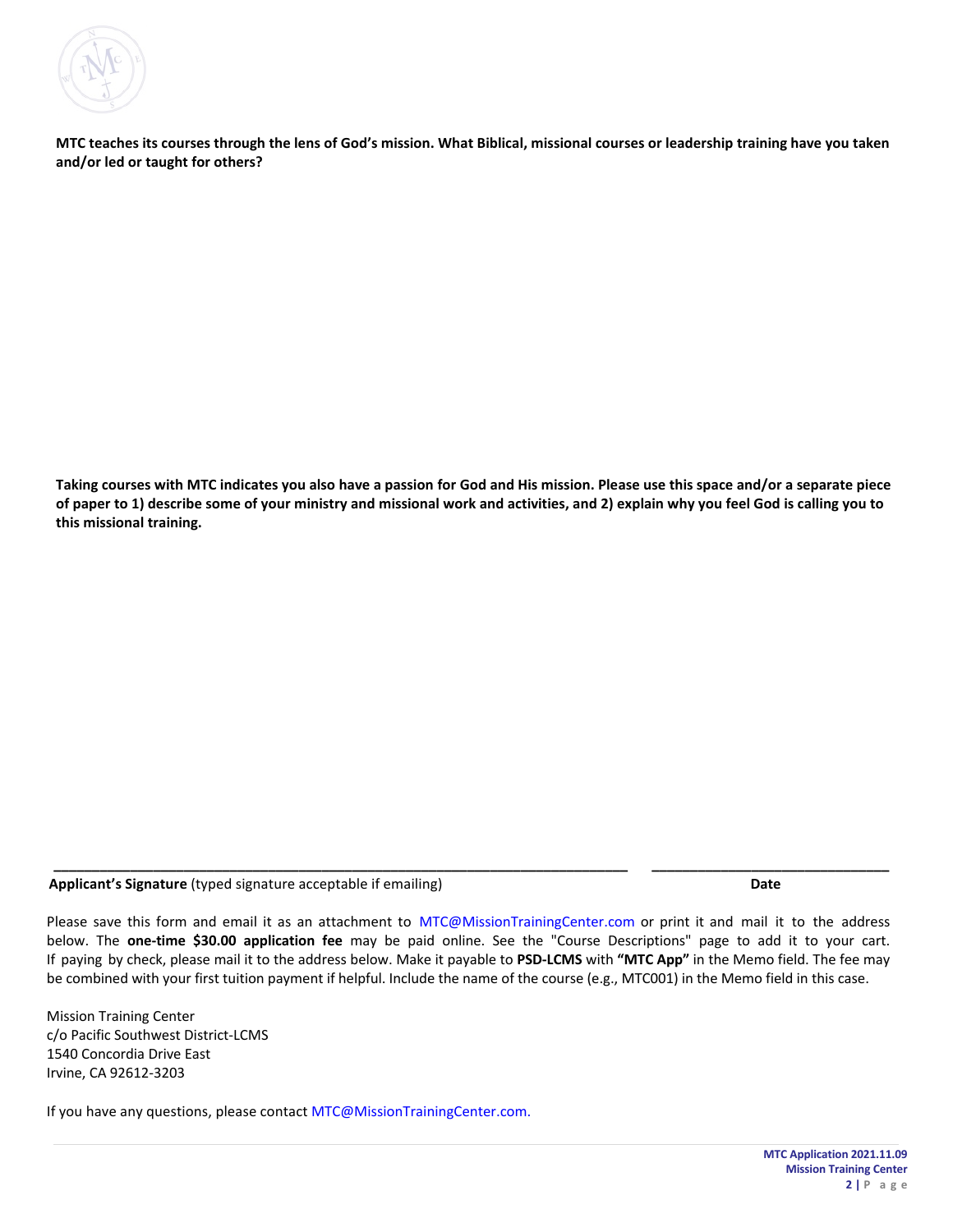**MTC teaches its courses through the lens of God's mission. What Biblical, missional courses or leadership training have you taken and/or led or taught for others?**

**Taking courses with MTC indicates you also have a passion for God and His mission. Please use this space and/or a separate piece of paper to 1) describe some of your ministry and missional work and activities, and 2) explain why you feel God is calling you to this missional training.**

\_\_\_\_\_\_\_\_\_\_\_\_\_\_\_\_\_\_\_\_\_\_\_\_\_\_\_\_\_\_\_\_\_\_\_\_\_\_\_\_\_\_\_\_\_\_\_\_\_\_\_\_\_\_\_\_\_\_\_\_ \_\_\_\_\_\_\_\_\_\_\_\_\_\_\_\_\_\_\_\_\_\_\_\_\_\_\_

**Applicant's Signature** (typed signature acceptable if emailing) **Date**

Please save this form and email it as an attachment to MTC@MissionTrainingCenter.com or print it and mail it to the address below. The **one-time $30.00 application fee** may be paid online. See the "Course Descriptions" page to add it to your cart. If paying by check, please mail it to the address below. Make it payable to **PSD-LCMS** with **"MTC App"** in the Memo field. The fee may be combined with your first tuition payment if helpful. Include the name of the course (e.g., MTC001) in the Memo field in this case.

Mission Training Center
c/o Pacific Southwest District-LCMS
1540 Concordia Drive East
Irvine, CA 92612-3203

If you have any questions, please contact MTC@MissionTrainingCenter.com.